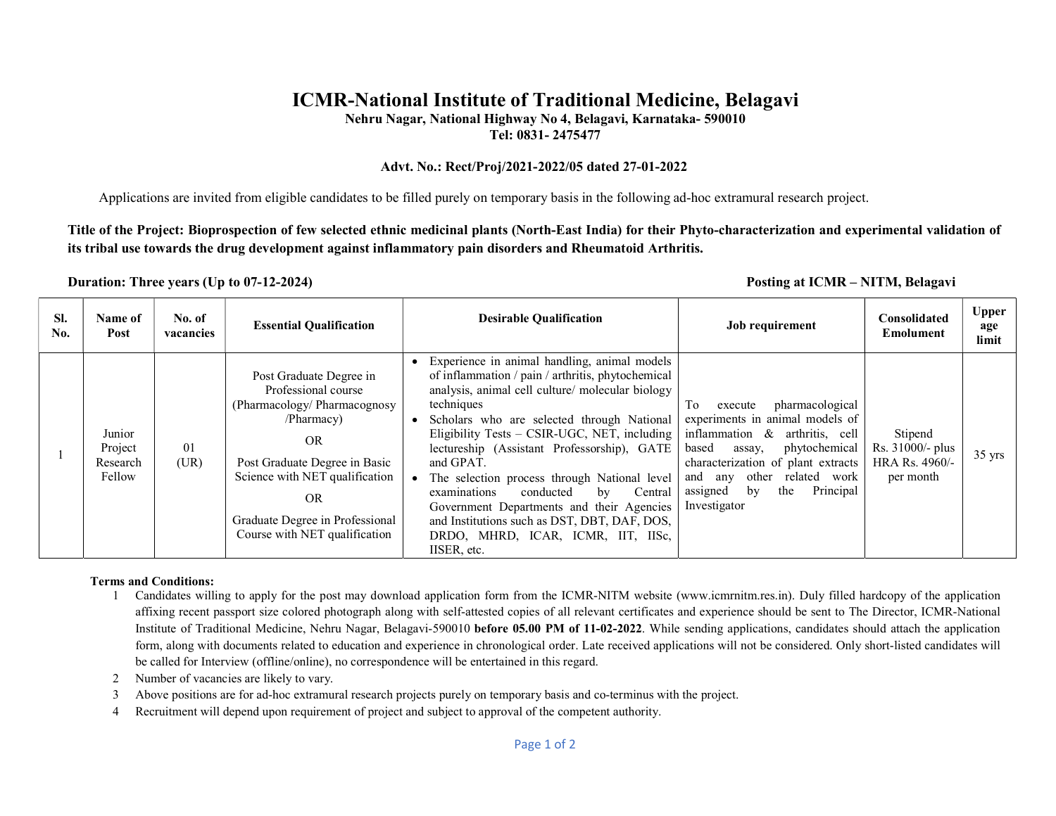# ICMR-National Institute of Traditional Medicine, Belagavi

**Nehru Nagar, National Highway No 4, Belagavi, Karnataka- 590010**
**Tel: 0831- 2475477**

**Advt. No.: Rect/Proj/2021-2022/05 dated 27-01-2022**

Applications are invited from eligible candidates to be filled purely on temporary basis in the following ad-hoc extramural research project.

**Title of the Project: Bioprospection of few selected ethnic medicinal plants (North-East India) for their Phyto-characterization and experimental validation of its tribal use towards the drug development against inflammatory pain disorders and Rheumatoid Arthritis.**

**Duration: Three years (Up to 07-12-2024)** **Posting at ICMR – NITM, Belagavi**

| Sl. No. | Name of Post | No. of vacancies | Essential Qualification | Desirable Qualification | Job requirement | Consolidated Emolument | Upper age limit |
|---|---|---|---|---|---|---|---|
| 1 | Junior Project Research Fellow | 01 (UR) | Post Graduate Degree in Professional course (Pharmacology/ Pharmacognosy /Pharmacy)<br>OR<br>Post Graduate Degree in Basic Science with NET qualification<br>OR<br>Graduate Degree in Professional Course with NET qualification | • Experience in animal handling, animal models of inflammation / pain / arthritis, phytochemical analysis, animal cell culture/ molecular biology techniques<br>• Scholars who are selected through National Eligibility Tests – CSIR-UGC, NET, including lectureship (Assistant Professorship), GATE and GPAT.<br>• The selection process through National level examinations conducted by Central Government Departments and their Agencies and Institutions such as DST, DBT, DAF, DOS, DRDO, MHRD, ICAR, ICMR, IIT, IISc, IISER, etc. | To execute pharmacological experiments in animal models of inflammation & arthritis, cell based assay, phytochemical characterization of plant extracts and any other related work assigned by the Principal Investigator | Stipend Rs. 31000/- plus HRA Rs. 4960/- per month | 35 yrs |

**Terms and Conditions:**

1. Candidates willing to apply for the post may download application form from the ICMR-NITM website (www.icmrnitm.res.in). Duly filled hardcopy of the application affixing recent passport size colored photograph along with self-attested copies of all relevant certificates and experience should be sent to The Director, ICMR-National Institute of Traditional Medicine, Nehru Nagar, Belagavi-590010 **before 05.00 PM of 11-02-2022**. While sending applications, candidates should attach the application form, along with documents related to education and experience in chronological order. Late received applications will not be considered. Only short-listed candidates will be called for Interview (offline/online), no correspondence will be entertained in this regard.
2. Number of vacancies are likely to vary.
3. Above positions are for ad-hoc extramural research projects purely on temporary basis and co-terminus with the project.
4. Recruitment will depend upon requirement of project and subject to approval of the competent authority.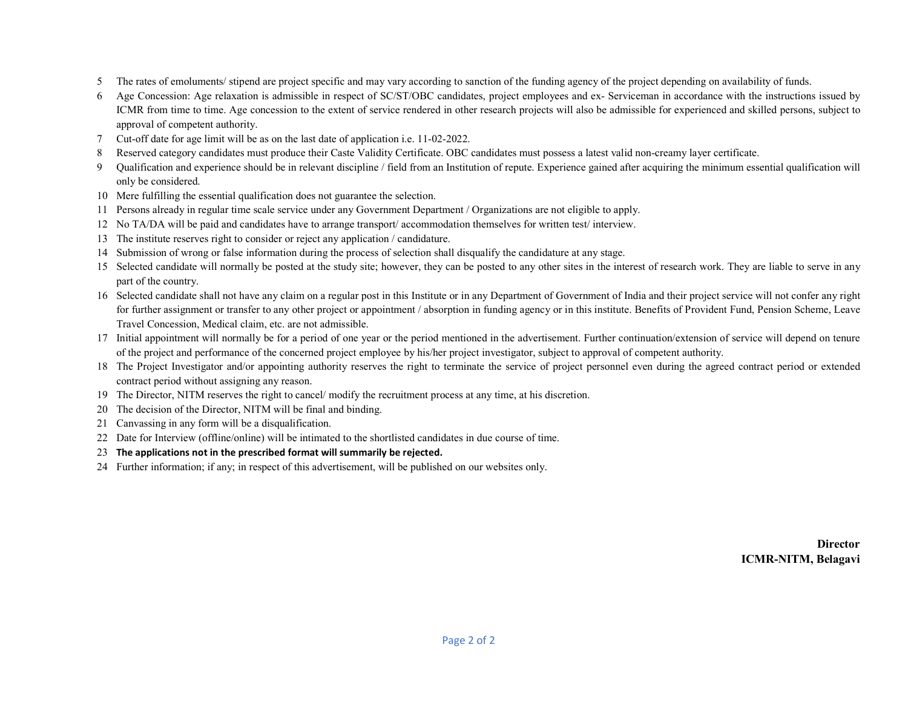5. The rates of emoluments/ stipend are project specific and may vary according to sanction of the funding agency of the project depending on availability of funds.
6. Age Concession: Age relaxation is admissible in respect of SC/ST/OBC candidates, project employees and ex- Serviceman in accordance with the instructions issued by ICMR from time to time. Age concession to the extent of service rendered in other research projects will also be admissible for experienced and skilled persons, subject to approval of competent authority.
7. Cut-off date for age limit will be as on the last date of application i.e. 11-02-2022.
8. Reserved category candidates must produce their Caste Validity Certificate. OBC candidates must possess a latest valid non-creamy layer certificate.
9. Qualification and experience should be in relevant discipline / field from an Institution of repute. Experience gained after acquiring the minimum essential qualification will only be considered.
10. Mere fulfilling the essential qualification does not guarantee the selection.
11. Persons already in regular time scale service under any Government Department / Organizations are not eligible to apply.
12. No TA/DA will be paid and candidates have to arrange transport/ accommodation themselves for written test/ interview.
13. The institute reserves right to consider or reject any application / candidature.
14. Submission of wrong or false information during the process of selection shall disqualify the candidature at any stage.
15. Selected candidate will normally be posted at the study site; however, they can be posted to any other sites in the interest of research work. They are liable to serve in any part of the country.
16. Selected candidate shall not have any claim on a regular post in this Institute or in any Department of Government of India and their project service will not confer any right for further assignment or transfer to any other project or appointment / absorption in funding agency or in this institute. Benefits of Provident Fund, Pension Scheme, Leave Travel Concession, Medical claim, etc. are not admissible.
17. Initial appointment will normally be for a period of one year or the period mentioned in the advertisement. Further continuation/extension of service will depend on tenure of the project and performance of the concerned project employee by his/her project investigator, subject to approval of competent authority.
18. The Project Investigator and/or appointing authority reserves the right to terminate the service of project personnel even during the agreed contract period or extended contract period without assigning any reason.
19. The Director, NITM reserves the right to cancel/ modify the recruitment process at any time, at his discretion.
20. The decision of the Director, NITM will be final and binding.
21. Canvassing in any form will be a disqualification.
22. Date for Interview (offline/online) will be intimated to the shortlisted candidates in due course of time.
23. **The applications not in the prescribed format will summarily be rejected.**
24. Further information; if any; in respect of this advertisement, will be published on our websites only.

**Director**
**ICMR-NITM, Belagavi**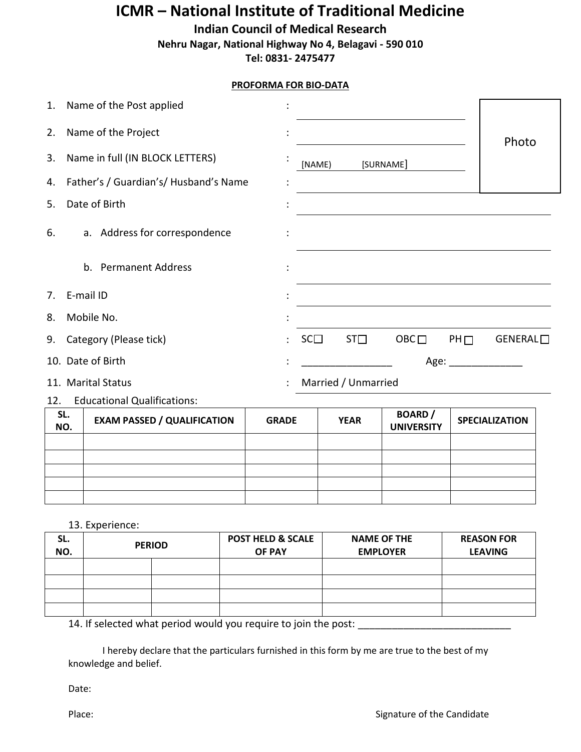# ICMR – National Institute of Traditional Medicine

## Indian Council of Medical Research

**Nehru Nagar, National Highway No 4, Belagavi - 590 010**

**Tel: 0831- 2475477**

**PROFORMA FOR BIO-DATA**

Photo

1. Name of the Post applied : ______________________
2. Name of the Project : ______________________
3. Name in full (IN BLOCK LETTERS) : [NAME] [SURNAME]
4. Father's / Guardian's/ Husband's Name : ______________________
5. Date of Birth : ______________________
6. a. Address for correspondence : ______________________

   b. Permanent Address : ______________________
7. E-mail ID : ______________________
8. Mobile No. : ______________________
9. Category (Please tick) : SC☐ ST☐ OBC☐ PH☐ GENERAL☐
10. Date of Birth : ________________ Age: _____________
11. Marital Status : Married / Unmarried
12. Educational Qualifications:

| SL. NO. | EXAM PASSED / QUALIFICATION | GRADE | YEAR | BOARD / UNIVERSITY | SPECIALIZATION |
|---|---|---|---|---|---|
| | | | | | |
| | | | | | |
| | | | | | |
| | | | | | |
| | | | | | |

13. Experience:

| SL. NO. | PERIOD | | POST HELD & SCALE OF PAY | NAME OF THE EMPLOYER | REASON FOR LEAVING |
|---|---|---|---|---|---|
| | | | | | |
| | | | | | |
| | | | | | |
| | | | | | |

14. If selected what period would you require to join the post: ___________________________

I hereby declare that the particulars furnished in this form by me are true to the best of my knowledge and belief.

Date:

Place: Signature of the Candidate